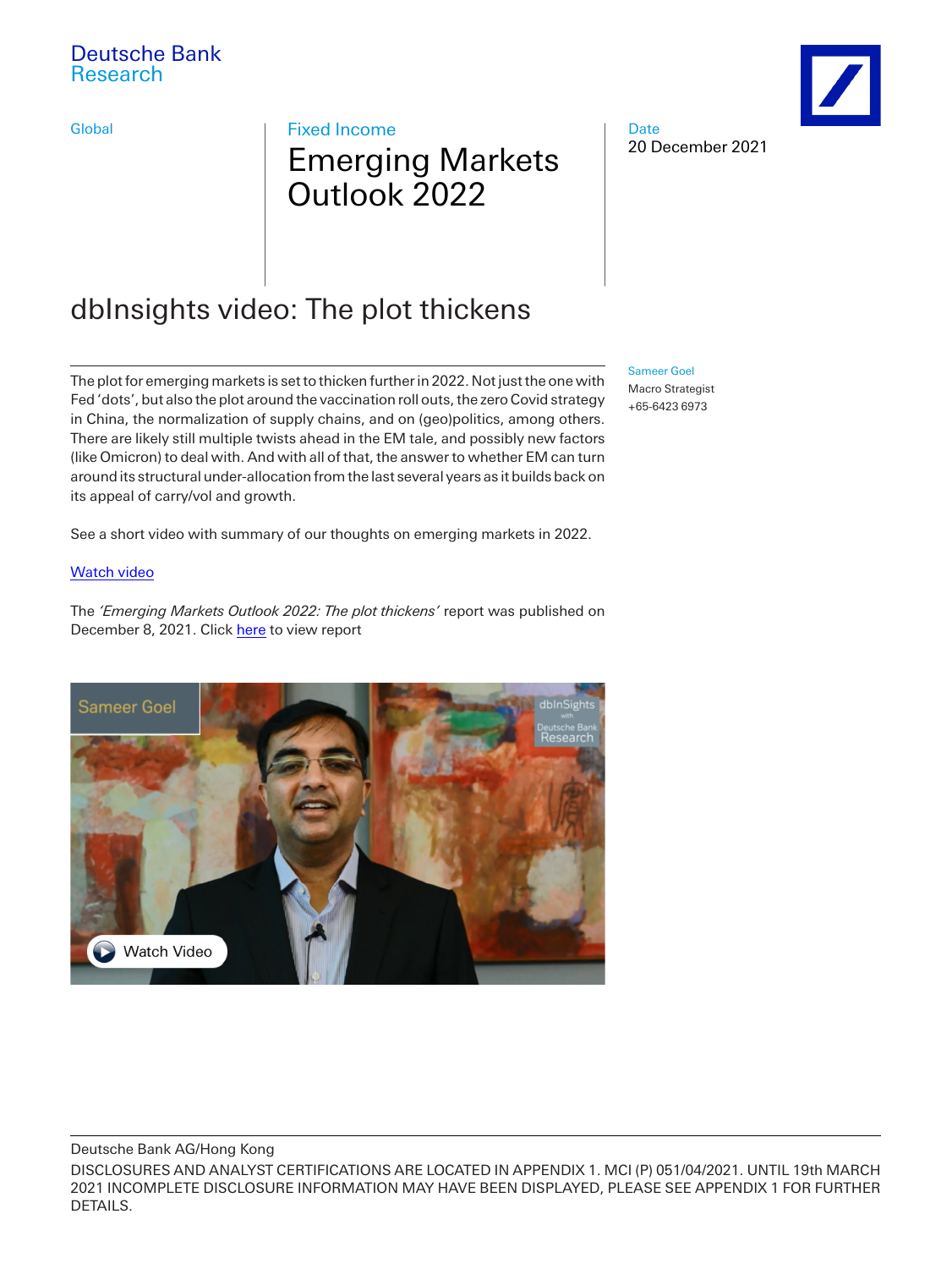Deutsche Bank
Research

Global

Fixed Income

# Emerging Markets Outlook 2022

Date
20 December 2021

## dbInsights video: The plot thickens

Sameer Goel
Macro Strategist
+65-6423 6973

The plot for emerging markets is set to thicken further in 2022. Not just the one with Fed 'dots', but also the plot around the vaccination roll outs, the zero Covid strategy in China, the normalization of supply chains, and on (geo)politics, among others. There are likely still multiple twists ahead in the EM tale, and possibly new factors (like Omicron) to deal with. And with all of that, the answer to whether EM can turn around its structural under-allocation from the last several years as it builds back on its appeal of carry/vol and growth.

See a short video with summary of our thoughts on emerging markets in 2022.

Watch video

The *'Emerging Markets Outlook 2022: The plot thickens'* report was published on December 8, 2021. Click here to view report

Deutsche Bank AG/Hong Kong

DISCLOSURES AND ANALYST CERTIFICATIONS ARE LOCATED IN APPENDIX 1. MCI (P) 051/04/2021. UNTIL 19th MARCH 2021 INCOMPLETE DISCLOSURE INFORMATION MAY HAVE BEEN DISPLAYED, PLEASE SEE APPENDIX 1 FOR FURTHER DETAILS.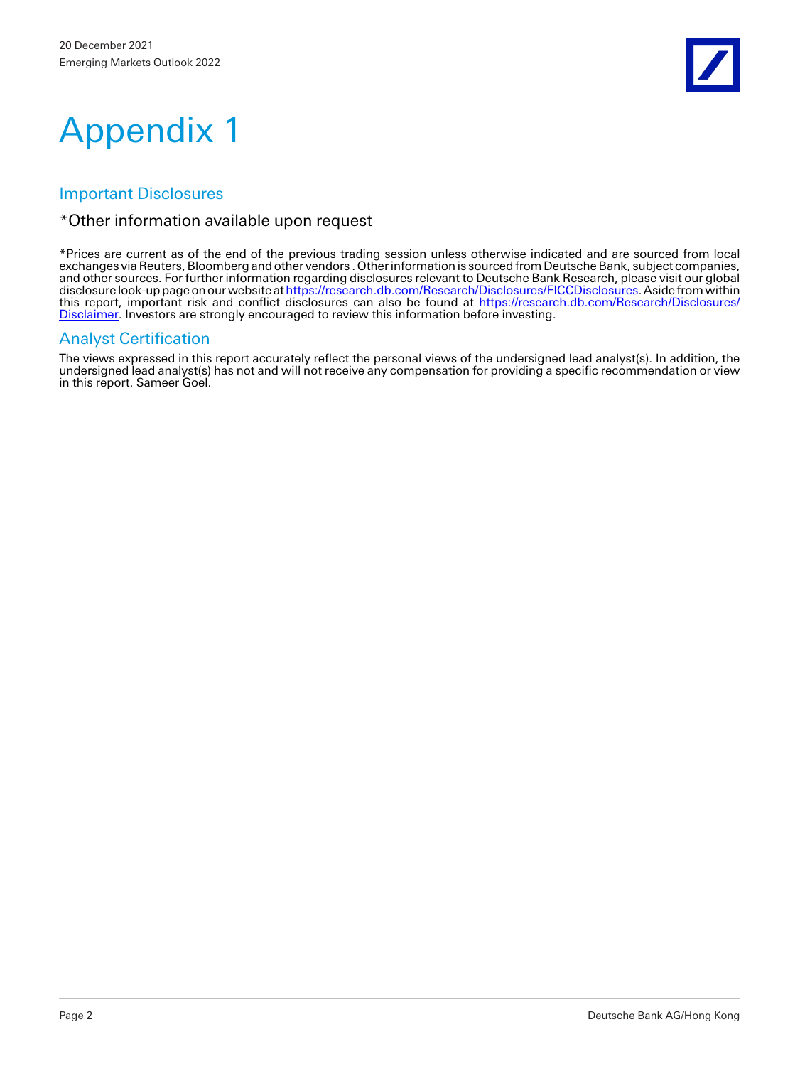# Appendix 1

## Important Disclosures

### *Other information available upon request

*Prices are current as of the end of the previous trading session unless otherwise indicated and are sourced from local exchanges via Reuters, Bloomberg and other vendors . Other information is sourced from Deutsche Bank, subject companies, and other sources. For further information regarding disclosures relevant to Deutsche Bank Research, please visit our global disclosure look-up page on our website at https://research.db.com/Research/Disclosures/FICCDisclosures. Aside from within this report, important risk and conflict disclosures can also be found at https://research.db.com/Research/Disclosures/Disclaimer. Investors are strongly encouraged to review this information before investing.

## Analyst Certification

The views expressed in this report accurately reflect the personal views of the undersigned lead analyst(s). In addition, the undersigned lead analyst(s) has not and will not receive any compensation for providing a specific recommendation or view in this report. Sameer Goel.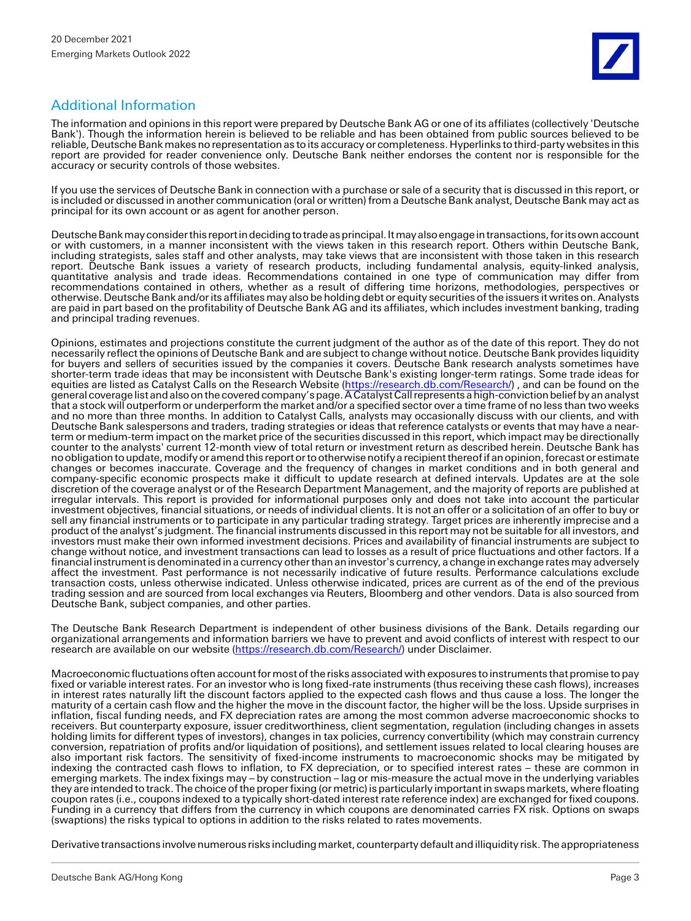## Additional Information

The information and opinions in this report were prepared by Deutsche Bank AG or one of its affiliates (collectively 'Deutsche Bank'). Though the information herein is believed to be reliable and has been obtained from public sources believed to be reliable, Deutsche Bank makes no representation as to its accuracy or completeness. Hyperlinks to third-party websites in this report are provided for reader convenience only. Deutsche Bank neither endorses the content nor is responsible for the accuracy or security controls of those websites.

If you use the services of Deutsche Bank in connection with a purchase or sale of a security that is discussed in this report, or is included or discussed in another communication (oral or written) from a Deutsche Bank analyst, Deutsche Bank may act as principal for its own account or as agent for another person.

Deutsche Bank may consider this report in deciding to trade as principal. It may also engage in transactions, for its own account or with customers, in a manner inconsistent with the views taken in this research report. Others within Deutsche Bank, including strategists, sales staff and other analysts, may take views that are inconsistent with those taken in this research report. Deutsche Bank issues a variety of research products, including fundamental analysis, equity-linked analysis, quantitative analysis and trade ideas. Recommendations contained in one type of communication may differ from recommendations contained in others, whether as a result of differing time horizons, methodologies, perspectives or otherwise. Deutsche Bank and/or its affiliates may also be holding debt or equity securities of the issuers it writes on. Analysts are paid in part based on the profitability of Deutsche Bank AG and its affiliates, which includes investment banking, trading and principal trading revenues.

Opinions, estimates and projections constitute the current judgment of the author as of the date of this report. They do not necessarily reflect the opinions of Deutsche Bank and are subject to change without notice. Deutsche Bank provides liquidity for buyers and sellers of securities issued by the companies it covers. Deutsche Bank research analysts sometimes have shorter-term trade ideas that may be inconsistent with Deutsche Bank's existing longer-term ratings. Some trade ideas for equities are listed as Catalyst Calls on the Research Website (https://research.db.com/Research/) , and can be found on the general coverage list and also on the covered company's page. A Catalyst Call represents a high-conviction belief by an analyst that a stock will outperform or underperform the market and/or a specified sector over a time frame of no less than two weeks and no more than three months. In addition to Catalyst Calls, analysts may occasionally discuss with our clients, and with Deutsche Bank salespersons and traders, trading strategies or ideas that reference catalysts or events that may have a near-term or medium-term impact on the market price of the securities discussed in this report, which impact may be directionally counter to the analysts' current 12-month view of total return or investment return as described herein. Deutsche Bank has no obligation to update, modify or amend this report or to otherwise notify a recipient thereof if an opinion, forecast or estimate changes or becomes inaccurate. Coverage and the frequency of changes in market conditions and in both general and company-specific economic prospects make it difficult to update research at defined intervals. Updates are at the sole discretion of the coverage analyst or of the Research Department Management, and the majority of reports are published at irregular intervals. This report is provided for informational purposes only and does not take into account the particular investment objectives, financial situations, or needs of individual clients. It is not an offer or a solicitation of an offer to buy or sell any financial instruments or to participate in any particular trading strategy. Target prices are inherently imprecise and a product of the analyst's judgment. The financial instruments discussed in this report may not be suitable for all investors, and investors must make their own informed investment decisions. Prices and availability of financial instruments are subject to change without notice, and investment transactions can lead to losses as a result of price fluctuations and other factors. If a financial instrument is denominated in a currency other than an investor's currency, a change in exchange rates may adversely affect the investment. Past performance is not necessarily indicative of future results. Performance calculations exclude transaction costs, unless otherwise indicated. Unless otherwise indicated, prices are current as of the end of the previous trading session and are sourced from local exchanges via Reuters, Bloomberg and other vendors. Data is also sourced from Deutsche Bank, subject companies, and other parties.

The Deutsche Bank Research Department is independent of other business divisions of the Bank. Details regarding our organizational arrangements and information barriers we have to prevent and avoid conflicts of interest with respect to our research are available on our website (https://research.db.com/Research/) under Disclaimer.

Macroeconomic fluctuations often account for most of the risks associated with exposures to instruments that promise to pay fixed or variable interest rates. For an investor who is long fixed-rate instruments (thus receiving these cash flows), increases in interest rates naturally lift the discount factors applied to the expected cash flows and thus cause a loss. The longer the maturity of a certain cash flow and the higher the move in the discount factor, the higher will be the loss. Upside surprises in inflation, fiscal funding needs, and FX depreciation rates are among the most common adverse macroeconomic shocks to receivers. But counterparty exposure, issuer creditworthiness, client segmentation, regulation (including changes in assets holding limits for different types of investors), changes in tax policies, currency convertibility (which may constrain currency conversion, repatriation of profits and/or liquidation of positions), and settlement issues related to local clearing houses are also important risk factors. The sensitivity of fixed-income instruments to macroeconomic shocks may be mitigated by indexing the contracted cash flows to inflation, to FX depreciation, or to specified interest rates – these are common in emerging markets. The index fixings may – by construction – lag or mis-measure the actual move in the underlying variables they are intended to track. The choice of the proper fixing (or metric) is particularly important in swaps markets, where floating coupon rates (i.e., coupons indexed to a typically short-dated interest rate reference index) are exchanged for fixed coupons. Funding in a currency that differs from the currency in which coupons are denominated carries FX risk. Options on swaps (swaptions) the risks typical to options in addition to the risks related to rates movements.

Derivative transactions involve numerous risks including market, counterparty default and illiquidity risk. The appropriateness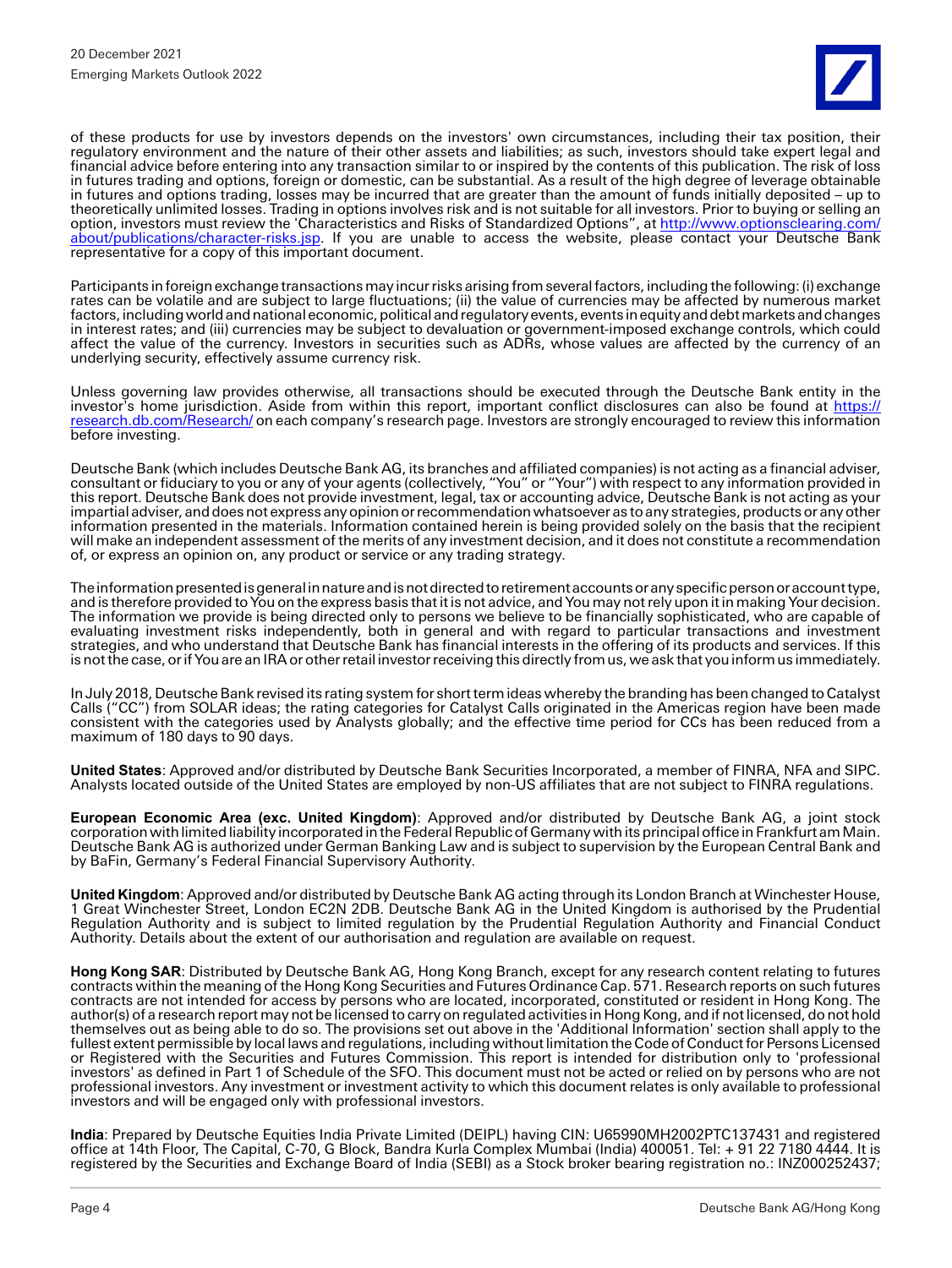of these products for use by investors depends on the investors' own circumstances, including their tax position, their regulatory environment and the nature of their other assets and liabilities; as such, investors should take expert legal and financial advice before entering into any transaction similar to or inspired by the contents of this publication. The risk of loss in futures trading and options, foreign or domestic, can be substantial. As a result of the high degree of leverage obtainable in futures and options trading, losses may be incurred that are greater than the amount of funds initially deposited – up to theoretically unlimited losses. Trading in options involves risk and is not suitable for all investors. Prior to buying or selling an option, investors must review the 'Characteristics and Risks of Standardized Options", at http://www.optionsclearing.com/about/publications/character-risks.jsp. If you are unable to access the website, please contact your Deutsche Bank representative for a copy of this important document.

Participants in foreign exchange transactions may incur risks arising from several factors, including the following: (i) exchange rates can be volatile and are subject to large fluctuations; (ii) the value of currencies may be affected by numerous market factors, including world and national economic, political and regulatory events, events in equity and debt markets and changes in interest rates; and (iii) currencies may be subject to devaluation or government-imposed exchange controls, which could affect the value of the currency. Investors in securities such as ADRs, whose values are affected by the currency of an underlying security, effectively assume currency risk.

Unless governing law provides otherwise, all transactions should be executed through the Deutsche Bank entity in the investor's home jurisdiction. Aside from within this report, important conflict disclosures can also be found at https://research.db.com/Research/ on each company's research page. Investors are strongly encouraged to review this information before investing.

Deutsche Bank (which includes Deutsche Bank AG, its branches and affiliated companies) is not acting as a financial adviser, consultant or fiduciary to you or any of your agents (collectively, "You" or "Your") with respect to any information provided in this report. Deutsche Bank does not provide investment, legal, tax or accounting advice, Deutsche Bank is not acting as your impartial adviser, and does not express any opinion or recommendation whatsoever as to any strategies, products or any other information presented in the materials. Information contained herein is being provided solely on the basis that the recipient will make an independent assessment of the merits of any investment decision, and it does not constitute a recommendation of, or express an opinion on, any product or service or any trading strategy.

The information presented is general in nature and is not directed to retirement accounts or any specific person or account type, and is therefore provided to You on the express basis that it is not advice, and You may not rely upon it in making Your decision. The information we provide is being directed only to persons we believe to be financially sophisticated, who are capable of evaluating investment risks independently, both in general and with regard to particular transactions and investment strategies, and who understand that Deutsche Bank has financial interests in the offering of its products and services. If this is not the case, or if You are an IRA or other retail investor receiving this directly from us, we ask that you inform us immediately.

In July 2018, Deutsche Bank revised its rating system for short term ideas whereby the branding has been changed to Catalyst Calls ("CC") from SOLAR ideas; the rating categories for Catalyst Calls originated in the Americas region have been made consistent with the categories used by Analysts globally; and the effective time period for CCs has been reduced from a maximum of 180 days to 90 days.

**United States**: Approved and/or distributed by Deutsche Bank Securities Incorporated, a member of FINRA, NFA and SIPC. Analysts located outside of the United States are employed by non-US affiliates that are not subject to FINRA regulations.

**European Economic Area (exc. United Kingdom)**: Approved and/or distributed by Deutsche Bank AG, a joint stock corporation with limited liability incorporated in the Federal Republic of Germany with its principal office in Frankfurt am Main. Deutsche Bank AG is authorized under German Banking Law and is subject to supervision by the European Central Bank and by BaFin, Germany's Federal Financial Supervisory Authority.

**United Kingdom**: Approved and/or distributed by Deutsche Bank AG acting through its London Branch at Winchester House, 1 Great Winchester Street, London EC2N 2DB. Deutsche Bank AG in the United Kingdom is authorised by the Prudential Regulation Authority and is subject to limited regulation by the Prudential Regulation Authority and Financial Conduct Authority. Details about the extent of our authorisation and regulation are available on request.

**Hong Kong SAR**: Distributed by Deutsche Bank AG, Hong Kong Branch, except for any research content relating to futures contracts within the meaning of the Hong Kong Securities and Futures Ordinance Cap. 571. Research reports on such futures contracts are not intended for access by persons who are located, incorporated, constituted or resident in Hong Kong. The author(s) of a research report may not be licensed to carry on regulated activities in Hong Kong, and if not licensed, do not hold themselves out as being able to do so. The provisions set out above in the 'Additional Information' section shall apply to the fullest extent permissible by local laws and regulations, including without limitation the Code of Conduct for Persons Licensed or Registered with the Securities and Futures Commission. This report is intended for distribution only to 'professional investors' as defined in Part 1 of Schedule of the SFO. This document must not be acted or relied on by persons who are not professional investors. Any investment or investment activity to which this document relates is only available to professional investors and will be engaged only with professional investors.

**India**: Prepared by Deutsche Equities India Private Limited (DEIPL) having CIN: U65990MH2002PTC137431 and registered office at 14th Floor, The Capital, C-70, G Block, Bandra Kurla Complex Mumbai (India) 400051. Tel: + 91 22 7180 4444. It is registered by the Securities and Exchange Board of India (SEBI) as a Stock broker bearing registration no.: INZ000252437;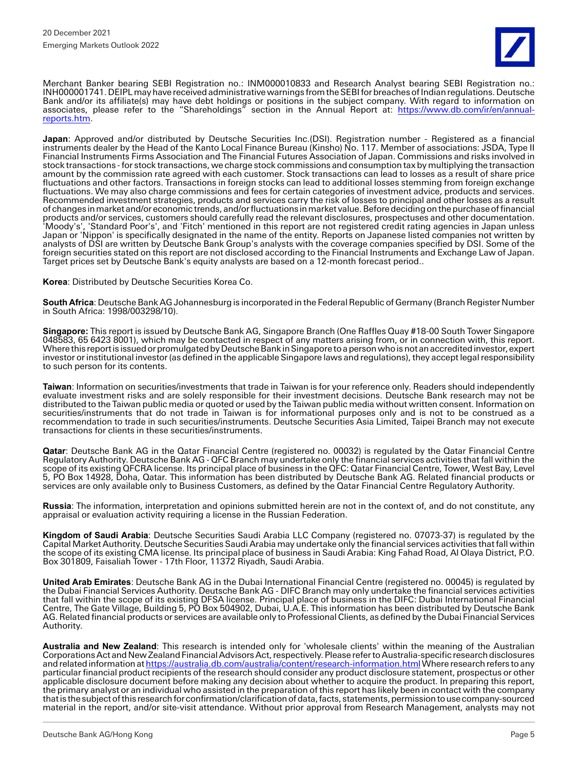Merchant Banker bearing SEBI Registration no.: INM000010833 and Research Analyst bearing SEBI Registration no.: INH000001741. DEIPL may have received administrative warnings from the SEBI for breaches of Indian regulations. Deutsche Bank and/or its affiliate(s) may have debt holdings or positions in the subject company. With regard to information on associates, please refer to the "Shareholdings" section in the Annual Report at: [https://www.db.com/ir/en/annual-reports.htm](https://www.db.com/ir/en/annual-reports.htm).

**Japan**: Approved and/or distributed by Deutsche Securities Inc.(DSI). Registration number - Registered as a financial instruments dealer by the Head of the Kanto Local Finance Bureau (Kinsho) No. 117. Member of associations: JSDA, Type II Financial Instruments Firms Association and The Financial Futures Association of Japan. Commissions and risks involved in stock transactions - for stock transactions, we charge stock commissions and consumption tax by multiplying the transaction amount by the commission rate agreed with each customer. Stock transactions can lead to losses as a result of share price fluctuations and other factors. Transactions in foreign stocks can lead to additional losses stemming from foreign exchange fluctuations. We may also charge commissions and fees for certain categories of investment advice, products and services. Recommended investment strategies, products and services carry the risk of losses to principal and other losses as a result of changes in market and/or economic trends, and/or fluctuations in market value. Before deciding on the purchase of financial products and/or services, customers should carefully read the relevant disclosures, prospectuses and other documentation. 'Moody's', 'Standard Poor's', and 'Fitch' mentioned in this report are not registered credit rating agencies in Japan unless Japan or 'Nippon' is specifically designated in the name of the entity. Reports on Japanese listed companies not written by analysts of DSI are written by Deutsche Bank Group's analysts with the coverage companies specified by DSI. Some of the foreign securities stated on this report are not disclosed according to the Financial Instruments and Exchange Law of Japan. Target prices set by Deutsche Bank's equity analysts are based on a 12-month forecast period..

**Korea**: Distributed by Deutsche Securities Korea Co.

**South Africa**: Deutsche Bank AG Johannesburg is incorporated in the Federal Republic of Germany (Branch Register Number in South Africa: 1998/003298/10).

**Singapore:** This report is issued by Deutsche Bank AG, Singapore Branch (One Raffles Quay #18-00 South Tower Singapore 048583, 65 6423 8001), which may be contacted in respect of any matters arising from, or in connection with, this report. Where this report is issued or promulgated by Deutsche Bank in Singapore to a person who is not an accredited investor, expert investor or institutional investor (as defined in the applicable Singapore laws and regulations), they accept legal responsibility to such person for its contents.

**Taiwan**: Information on securities/investments that trade in Taiwan is for your reference only. Readers should independently evaluate investment risks and are solely responsible for their investment decisions. Deutsche Bank research may not be distributed to the Taiwan public media or quoted or used by the Taiwan public media without written consent. Information on securities/instruments that do not trade in Taiwan is for informational purposes only and is not to be construed as a recommendation to trade in such securities/instruments. Deutsche Securities Asia Limited, Taipei Branch may not execute transactions for clients in these securities/instruments.

**Qatar**: Deutsche Bank AG in the Qatar Financial Centre (registered no. 00032) is regulated by the Qatar Financial Centre Regulatory Authority. Deutsche Bank AG - QFC Branch may undertake only the financial services activities that fall within the scope of its existing QFCRA license. Its principal place of business in the QFC: Qatar Financial Centre, Tower, West Bay, Level 5, PO Box 14928, Doha, Qatar. This information has been distributed by Deutsche Bank AG. Related financial products or services are only available only to Business Customers, as defined by the Qatar Financial Centre Regulatory Authority.

**Russia**: The information, interpretation and opinions submitted herein are not in the context of, and do not constitute, any appraisal or evaluation activity requiring a license in the Russian Federation.

**Kingdom of Saudi Arabia**: Deutsche Securities Saudi Arabia LLC Company (registered no. 07073-37) is regulated by the Capital Market Authority. Deutsche Securities Saudi Arabia may undertake only the financial services activities that fall within the scope of its existing CMA license. Its principal place of business in Saudi Arabia: King Fahad Road, Al Olaya District, P.O. Box 301809, Faisaliah Tower - 17th Floor, 11372 Riyadh, Saudi Arabia.

**United Arab Emirates**: Deutsche Bank AG in the Dubai International Financial Centre (registered no. 00045) is regulated by the Dubai Financial Services Authority. Deutsche Bank AG - DIFC Branch may only undertake the financial services activities that fall within the scope of its existing DFSA license. Principal place of business in the DIFC: Dubai International Financial Centre, The Gate Village, Building 5, PO Box 504902, Dubai, U.A.E. This information has been distributed by Deutsche Bank AG. Related financial products or services are available only to Professional Clients, as defined by the Dubai Financial Services Authority.

**Australia and New Zealand**: This research is intended only for 'wholesale clients' within the meaning of the Australian Corporations Act and New Zealand Financial Advisors Act, respectively. Please refer to Australia-specific research disclosures and related information at [https://australia.db.com/australia/content/research-information.html](https://australia.db.com/australia/content/research-information.html) Where research refers to any particular financial product recipients of the research should consider any product disclosure statement, prospectus or other applicable disclosure document before making any decision about whether to acquire the product. In preparing this report, the primary analyst or an individual who assisted in the preparation of this report has likely been in contact with the company that is the subject of this research for confirmation/clarification of data, facts, statements, permission to use company-sourced material in the report, and/or site-visit attendance. Without prior approval from Research Management, analysts may not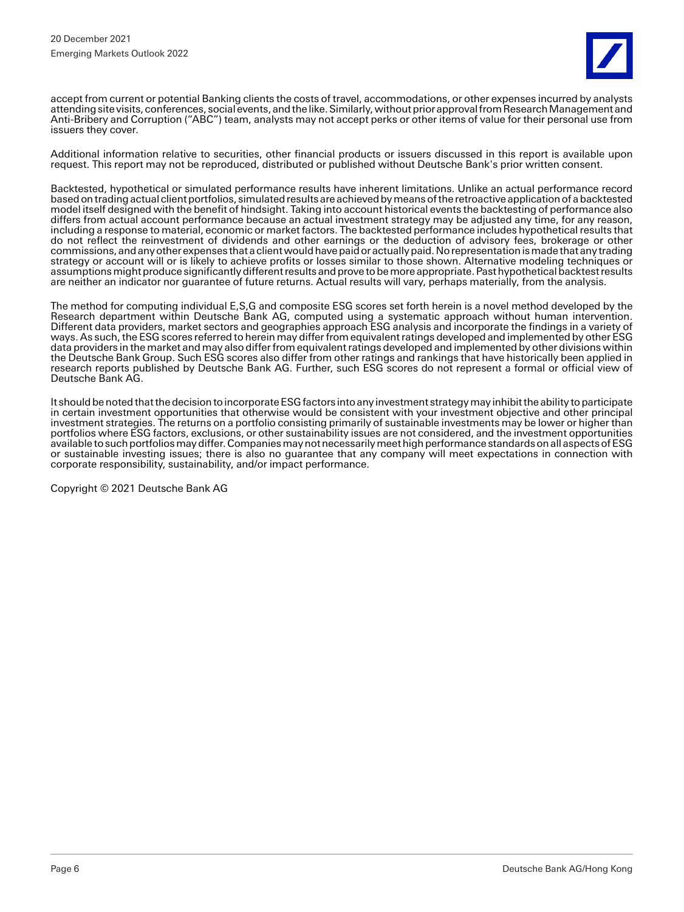accept from current or potential Banking clients the costs of travel, accommodations, or other expenses incurred by analysts attending site visits, conferences, social events, and the like. Similarly, without prior approval from Research Management and Anti-Bribery and Corruption ("ABC") team, analysts may not accept perks or other items of value for their personal use from issuers they cover.

Additional information relative to securities, other financial products or issuers discussed in this report is available upon request. This report may not be reproduced, distributed or published without Deutsche Bank's prior written consent.

Backtested, hypothetical or simulated performance results have inherent limitations. Unlike an actual performance record based on trading actual client portfolios, simulated results are achieved by means of the retroactive application of a backtested model itself designed with the benefit of hindsight. Taking into account historical events the backtesting of performance also differs from actual account performance because an actual investment strategy may be adjusted any time, for any reason, including a response to material, economic or market factors. The backtested performance includes hypothetical results that do not reflect the reinvestment of dividends and other earnings or the deduction of advisory fees, brokerage or other commissions, and any other expenses that a client would have paid or actually paid. No representation is made that any trading strategy or account will or is likely to achieve profits or losses similar to those shown. Alternative modeling techniques or assumptions might produce significantly different results and prove to be more appropriate. Past hypothetical backtest results are neither an indicator nor guarantee of future returns. Actual results will vary, perhaps materially, from the analysis.

The method for computing individual E,S,G and composite ESG scores set forth herein is a novel method developed by the Research department within Deutsche Bank AG, computed using a systematic approach without human intervention. Different data providers, market sectors and geographies approach ESG analysis and incorporate the findings in a variety of ways. As such, the ESG scores referred to herein may differ from equivalent ratings developed and implemented by other ESG data providers in the market and may also differ from equivalent ratings developed and implemented by other divisions within the Deutsche Bank Group. Such ESG scores also differ from other ratings and rankings that have historically been applied in research reports published by Deutsche Bank AG. Further, such ESG scores do not represent a formal or official view of Deutsche Bank AG.

It should be noted that the decision to incorporate ESG factors into any investment strategy may inhibit the ability to participate in certain investment opportunities that otherwise would be consistent with your investment objective and other principal investment strategies. The returns on a portfolio consisting primarily of sustainable investments may be lower or higher than portfolios where ESG factors, exclusions, or other sustainability issues are not considered, and the investment opportunities available to such portfolios may differ. Companies may not necessarily meet high performance standards on all aspects of ESG or sustainable investing issues; there is also no guarantee that any company will meet expectations in connection with corporate responsibility, sustainability, and/or impact performance.

Copyright © 2021 Deutsche Bank AG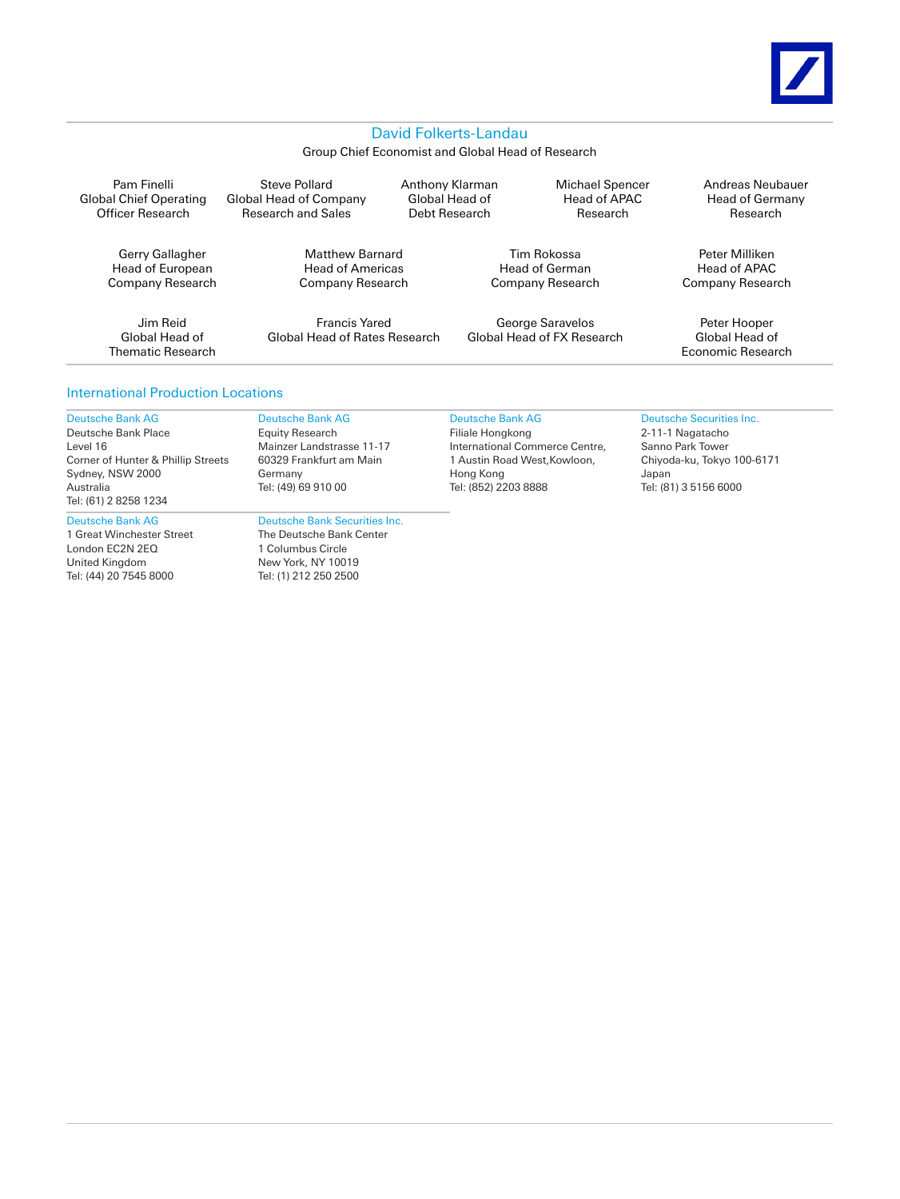**David Folkerts-Landau**
Group Chief Economist and Global Head of Research

Pam Finelli
Global Chief Operating Officer Research

Steve Pollard
Global Head of Company Research and Sales

Anthony Klarman
Global Head of Debt Research

Michael Spencer
Head of APAC Research

Andreas Neubauer
Head of Germany Research

Gerry Gallagher
Head of European Company Research

Matthew Barnard
Head of Americas Company Research

Tim Rokossa
Head of German Company Research

Peter Milliken
Head of APAC Company Research

Jim Reid
Global Head of Thematic Research

Francis Yared
Global Head of Rates Research

George Saravelos
Global Head of FX Research

Peter Hooper
Global Head of Economic Research

## International Production Locations

**Deutsche Bank AG**
Deutsche Bank Place
Level 16
Corner of Hunter & Phillip Streets
Sydney, NSW 2000
Australia
Tel: (61) 2 8258 1234

**Deutsche Bank AG**
Equity Research
Mainzer Landstrasse 11-17
60329 Frankfurt am Main
Germany
Tel: (49) 69 910 00

**Deutsche Bank AG**
Filiale Hongkong
International Commerce Centre,
1 Austin Road West,Kowloon,
Hong Kong
Tel: (852) 2203 8888

**Deutsche Securities Inc.**
2-11-1 Nagatacho
Sanno Park Tower
Chiyoda-ku, Tokyo 100-6171
Japan
Tel: (81) 3 5156 6000

**Deutsche Bank AG**
1 Great Winchester Street
London EC2N 2EQ
United Kingdom
Tel: (44) 20 7545 8000

**Deutsche Bank Securities Inc.**
The Deutsche Bank Center
1 Columbus Circle
New York, NY 10019
Tel: (1) 212 250 2500